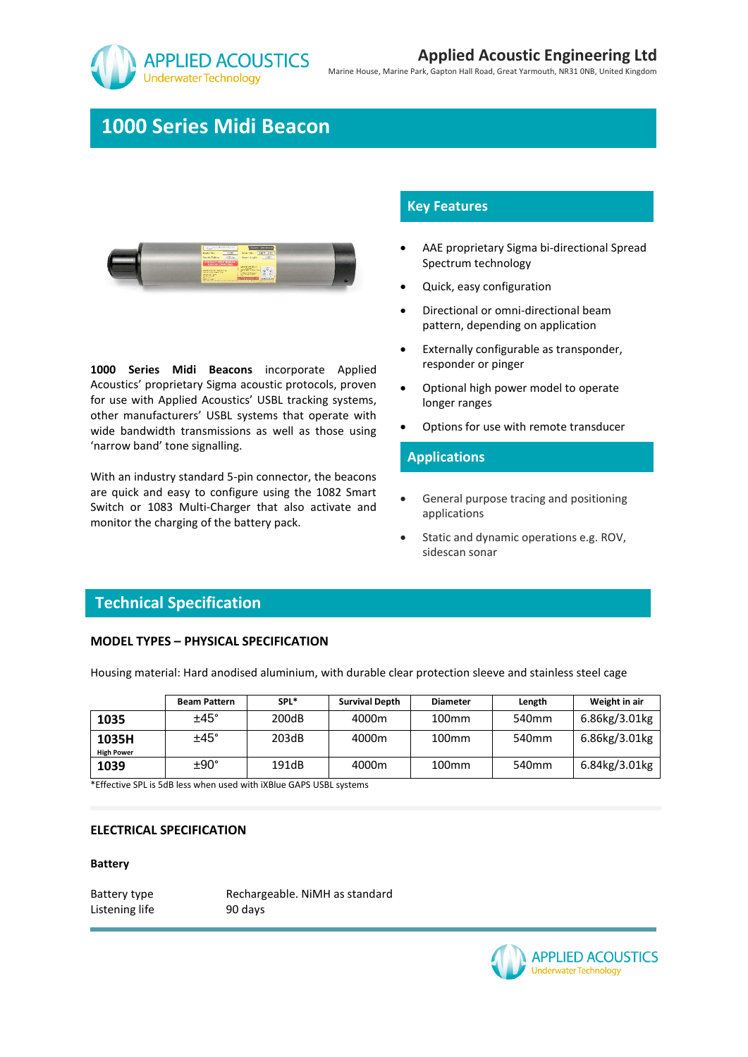APPLIED ACOUSTICS
Underwater Technology

**Applied Acoustic Engineering Ltd**
Marine House, Marine Park, Gapton Hall Road, Great Yarmouth, NR31 0NB, United Kingdom

# 1000 Series Midi Beacon

## Key Features

- AAE proprietary Sigma bi-directional Spread Spectrum technology
- Quick, easy configuration
- Directional or omni-directional beam pattern, depending on application
- Externally configurable as transponder, responder or pinger
- Optional high power model to operate longer ranges
- Options for use with remote transducer

## Applications

- General purpose tracing and positioning applications
- Static and dynamic operations e.g. ROV, sidescan sonar

**1000 Series Midi Beacons** incorporate Applied Acoustics' proprietary Sigma acoustic protocols, proven for use with Applied Acoustics' USBL tracking systems, other manufacturers' USBL systems that operate with wide bandwidth transmissions as well as those using 'narrow band' tone signalling.

With an industry standard 5-pin connector, the beacons are quick and easy to configure using the 1082 Smart Switch or 1083 Multi-Charger that also activate and monitor the charging of the battery pack.

## Technical Specification

### MODEL TYPES – PHYSICAL SPECIFICATION

Housing material: Hard anodised aluminium, with durable clear protection sleeve and stainless steel cage

| | Beam Pattern | SPL* | Survival Depth | Diameter | Length | Weight in air |
|---|---|---|---|---|---|---|
| **1035** | ±45° | 200dB | 4000m | 100mm | 540mm | 6.86kg/3.01kg |
| **1035H** High Power | ±45° | 203dB | 4000m | 100mm | 540mm | 6.86kg/3.01kg |
| **1039** | ±90° | 191dB | 4000m | 100mm | 540mm | 6.84kg/3.01kg |

*Effective SPL is 5dB less when used with iXBlue GAPS USBL systems

### ELECTRICAL SPECIFICATION

**Battery**

| | |
|---|---|
| Battery type | Rechargeable. NiMH as standard |
| Listening life | 90 days |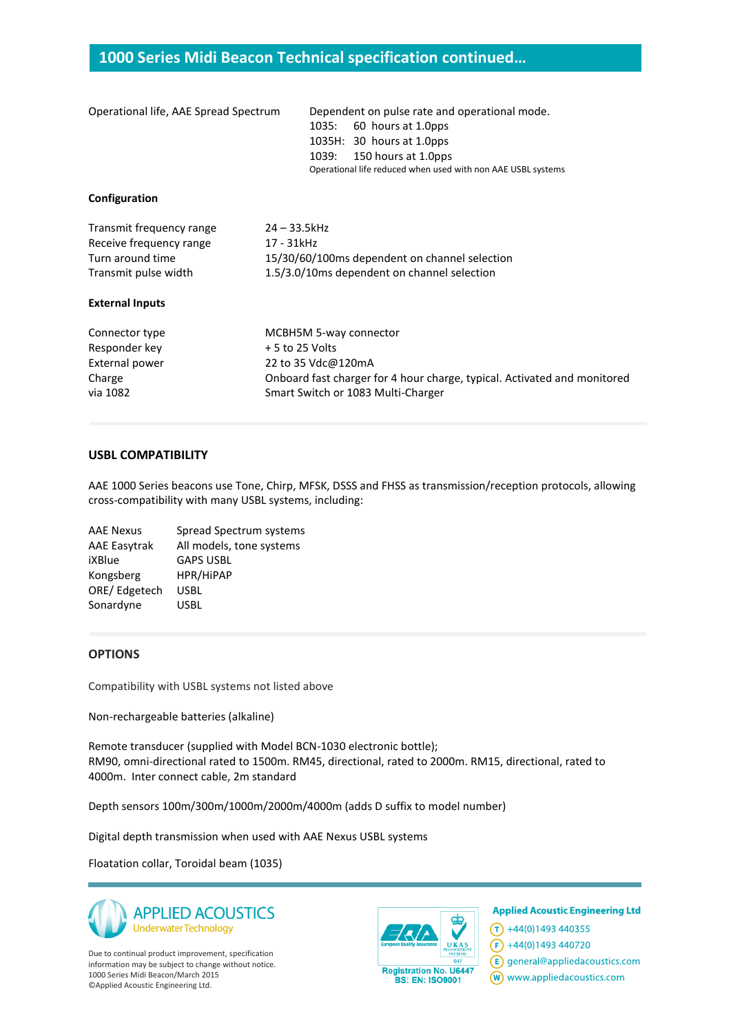## 1000 Series Midi Beacon Technical specification continued…

| | |
|---|---|
| Operational life, AAE Spread Spectrum | Dependent on pulse rate and operational mode.<br>1035: 60 hours at 1.0pps<br>1035H: 30 hours at 1.0pps<br>1039: 150 hours at 1.0pps<br>Operational life reduced when used with non AAE USBL systems |

**Configuration**

| | |
|---|---|
| Transmit frequency range | 24 – 33.5kHz |
| Receive frequency range | 17 - 31kHz |
| Turn around time | 15/30/60/100ms dependent on channel selection |
| Transmit pulse width | 1.5/3.0/10ms dependent on channel selection |

**External Inputs**

| | |
|---|---|
| Connector type | MCBH5M 5-way connector |
| Responder key | + 5 to 25 Volts |
| External power | 22 to 35 Vdc@120mA |
| Charge via 1082 | Onboard fast charger for 4 hour charge, typical. Activated and monitored Smart Switch or 1083 Multi-Charger |

### USBL COMPATIBILITY

AAE 1000 Series beacons use Tone, Chirp, MFSK, DSSS and FHSS as transmission/reception protocols, allowing cross-compatibility with many USBL systems, including:

| | |
|---|---|
| AAE Nexus | Spread Spectrum systems |
| AAE Easytrak | All models, tone systems |
| iXBlue | GAPS USBL |
| Kongsberg | HPR/HiPAP |
| ORE/ Edgetech | USBL |
| Sonardyne | USBL |

### OPTIONS

Compatibility with USBL systems not listed above

Non-rechargeable batteries (alkaline)

Remote transducer (supplied with Model BCN-1030 electronic bottle);
RM90, omni-directional rated to 1500m. RM45, directional, rated to 2000m. RM15, directional, rated to 4000m. Inter connect cable, 2m standard

Depth sensors 100m/300m/1000m/2000m/4000m (adds D suffix to model number)

Digital depth transmission when used with AAE Nexus USBL systems

Floatation collar, Toroidal beam (1035)

APPLIED ACOUSTICS
Underwater Technology

Due to continual product improvement, specification information may be subject to change without notice.
1000 Series Midi Beacon/March 2015
©Applied Acoustic Engineering Ltd.

Registration No. U6447
BS: EN: ISO9001

**Applied Acoustic Engineering Ltd**

T +44(0)1493 440355
F +44(0)1493 440720
E general@appliedacoustics.com
W www.appliedacoustics.com